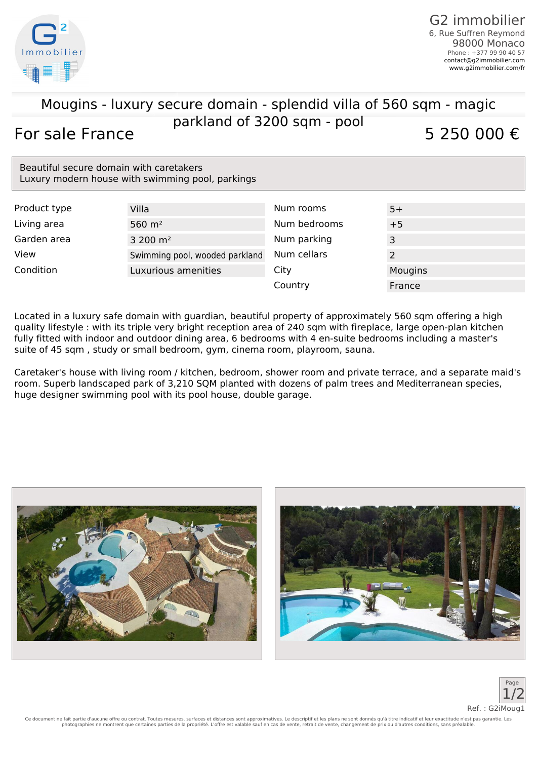G2 immobilier
6, Rue Suffren Reymond
98000 Monaco
Phone : +377 99 90 40 57
contact@g2immobilier.com
www.g2immobilier.com/fr

# Mougins - luxury secure domain - splendid villa of 560 sqm - magic parkland of 3200 sqm - pool

## For sale France

## 5 250 000 €

Beautiful secure domain with caretakers
Luxury modern house with swimming pool, parkings

| | | | |
|---|---|---|---|
| Product type | Villa | Num rooms | 5+ |
| Living area | 560 m² | Num bedrooms | +5 |
| Garden area | 3 200 m² | Num parking | 3 |
| View | Swimming pool, wooded parkland | Num cellars | 2 |
| Condition | Luxurious amenities | City | Mougins |
| | | Country | France |

Located in a luxury safe domain with guardian, beautiful property of approximately 560 sqm offering a high quality lifestyle : with its triple very bright reception area of 240 sqm with fireplace, large open-plan kitchen fully fitted with indoor and outdoor dining area, 6 bedrooms with 4 en-suite bedrooms including a master's suite of 45 sqm , study or small bedroom, gym, cinema room, playroom, sauna.

Caretaker's house with living room / kitchen, bedroom, shower room and private terrace, and a separate maid's room. Superb landscaped park of 3,210 SQM planted with dozens of palm trees and Mediterranean species, huge designer swimming pool with its pool house, double garage.

Ref. : G2iMoug1

Ce document ne fait partie d'aucune offre ou contrat. Toutes mesures, surfaces et distances sont approximatives. Le descriptif et les plans ne sont donnés qu'à titre indicatif et leur exactitude n'est pas garantie. Les photographies ne montrent que certaines parties de la propriété. L'offre est valable sauf en cas de vente, retrait de vente, changement de prix ou d'autres conditions, sans préalable.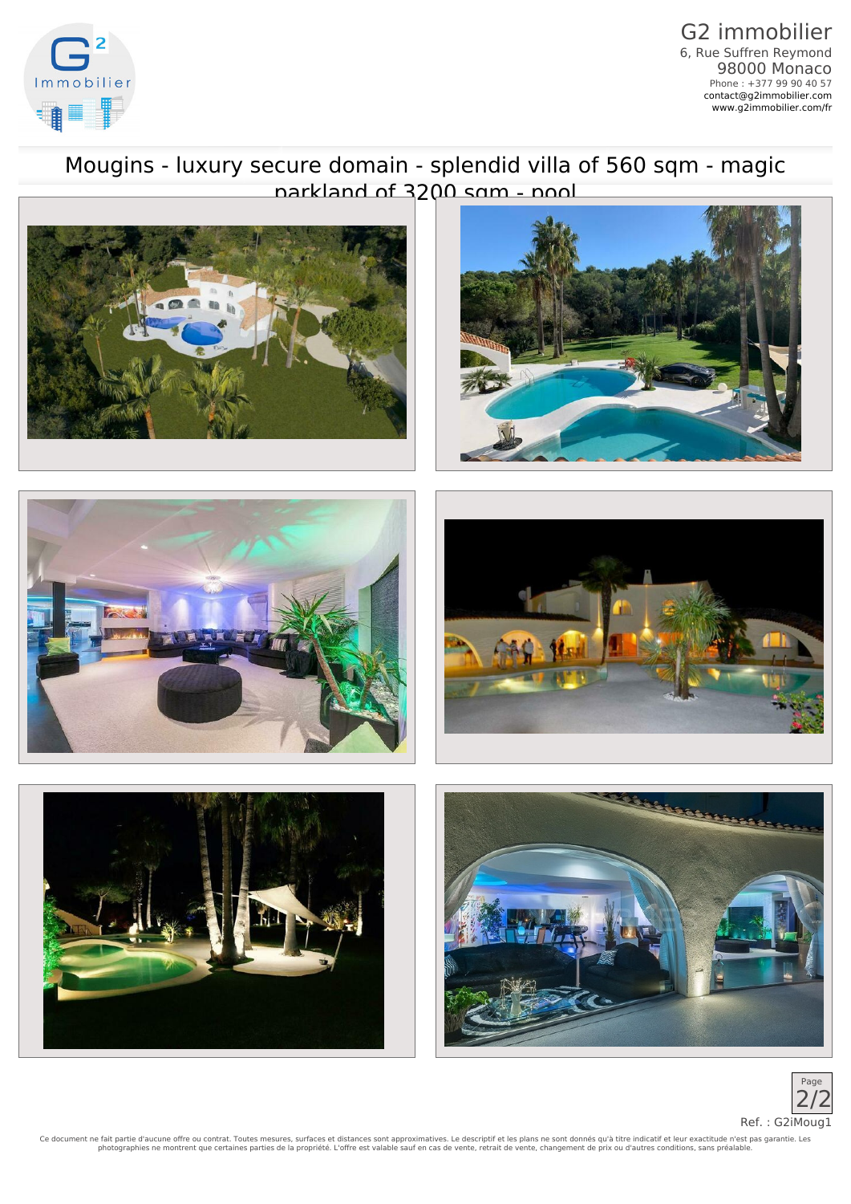G2 immobilier
6, Rue Suffren Reymond
98000 Monaco
Phone : +377 99 90 40 57
contact@g2immobilier.com
www.g2immobilier.com/fr

# Mougins - luxury secure domain - splendid villa of 560 sqm - magic parkland of 3200 sqm - pool

Ref. : G2iMoug1

Ce document ne fait partie d'aucune offre ou contrat. Toutes mesures, surfaces et distances sont approximatives. Le descriptif et les plans ne sont donnés qu'à titre indicatif et leur exactitude n'est pas garantie. Les photographies ne montrent que certaines parties de la propriété. L'offre est valable sauf en cas de vente, retrait de vente, changement de prix ou d'autres conditions, sans préalable.